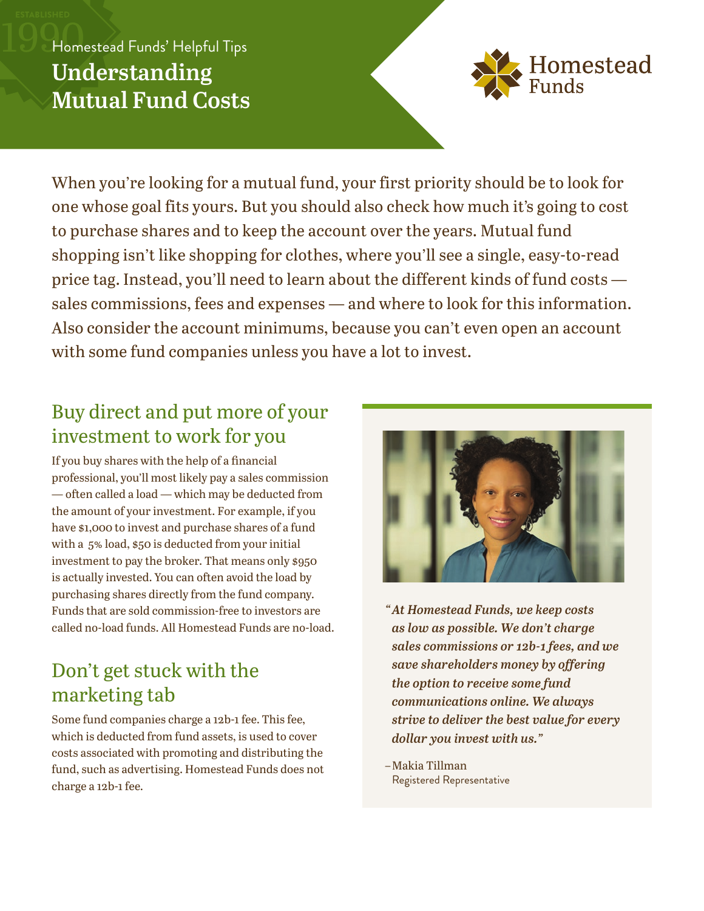Homestead Funds' Helpful Tips

# Understanding Mutual Fund Costs

When you're looking for a mutual fund, your first priority should be to look for one whose goal fits yours. But you should also check how much it's going to cost to purchase shares and to keep the account over the years. Mutual fund shopping isn't like shopping for clothes, where you'll see a single, easy-to-read price tag. Instead, you'll need to learn about the different kinds of fund costs — sales commissions, fees and expenses — and where to look for this information. Also consider the account minimums, because you can't even open an account with some fund companies unless you have a lot to invest.

## Buy direct and put more of your investment to work for you

If you buy shares with the help of a financial professional, you'll most likely pay a sales commission — often called a load — which may be deducted from the amount of your investment. For example, if you have $1,000 to invest and purchase shares of a fund with a 5% load, $50 is deducted from your initial investment to pay the broker. That means only $950 is actually invested. You can often avoid the load by purchasing shares directly from the fund company. Funds that are sold commission-free to investors are called no-load funds. All Homestead Funds are no-load.

## Don't get stuck with the marketing tab

Some fund companies charge a 12b-1 fee. This fee, which is deducted from fund assets, is used to cover costs associated with promoting and distributing the fund, such as advertising. Homestead Funds does not charge a 12b-1 fee.

*"At Homestead Funds, we keep costs as low as possible. We don't charge sales commissions or 12b-1 fees, and we save shareholders money by offering the option to receive some fund communications online. We always strive to deliver the best value for every dollar you invest with us."*

– Makia Tillman
Registered Representative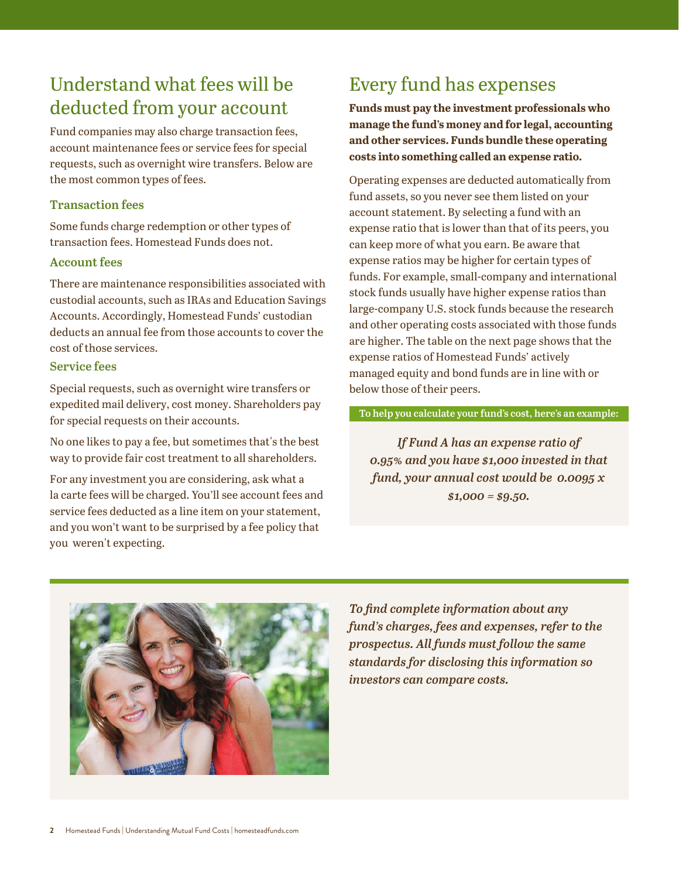## Understand what fees will be deducted from your account

Fund companies may also charge transaction fees, account maintenance fees or service fees for special requests, such as overnight wire transfers. Below are the most common types of fees.

### Transaction fees

Some funds charge redemption or other types of transaction fees. Homestead Funds does not.

### Account fees

There are maintenance responsibilities associated with custodial accounts, such as IRAs and Education Savings Accounts. Accordingly, Homestead Funds' custodian deducts an annual fee from those accounts to cover the cost of those services.

### Service fees

Special requests, such as overnight wire transfers or expedited mail delivery, cost money. Shareholders pay for special requests on their accounts.

No one likes to pay a fee, but sometimes that's the best way to provide fair cost treatment to all shareholders.

For any investment you are considering, ask what a la carte fees will be charged. You'll see account fees and service fees deducted as a line item on your statement, and you won't want to be surprised by a fee policy that you weren't expecting.

## Every fund has expenses

**Funds must pay the investment professionals who manage the fund's money and for legal, accounting and other services. Funds bundle these operating costs into something called an expense ratio.**

Operating expenses are deducted automatically from fund assets, so you never see them listed on your account statement. By selecting a fund with an expense ratio that is lower than that of its peers, you can keep more of what you earn. Be aware that expense ratios may be higher for certain types of funds. For example, small-company and international stock funds usually have higher expense ratios than large-company U.S. stock funds because the research and other operating costs associated with those funds are higher. The table on the next page shows that the expense ratios of Homestead Funds' actively managed equity and bond funds are in line with or below those of their peers.

**To help you calculate your fund's cost, here's an example:**

***If Fund A has an expense ratio of 0.95% and you have $1,000 invested in that fund, your annual cost would be 0.0095 x $1,000 = $9.50.***

***To find complete information about any fund's charges, fees and expenses, refer to the prospectus. All funds must follow the same standards for disclosing this information so investors can compare costs.***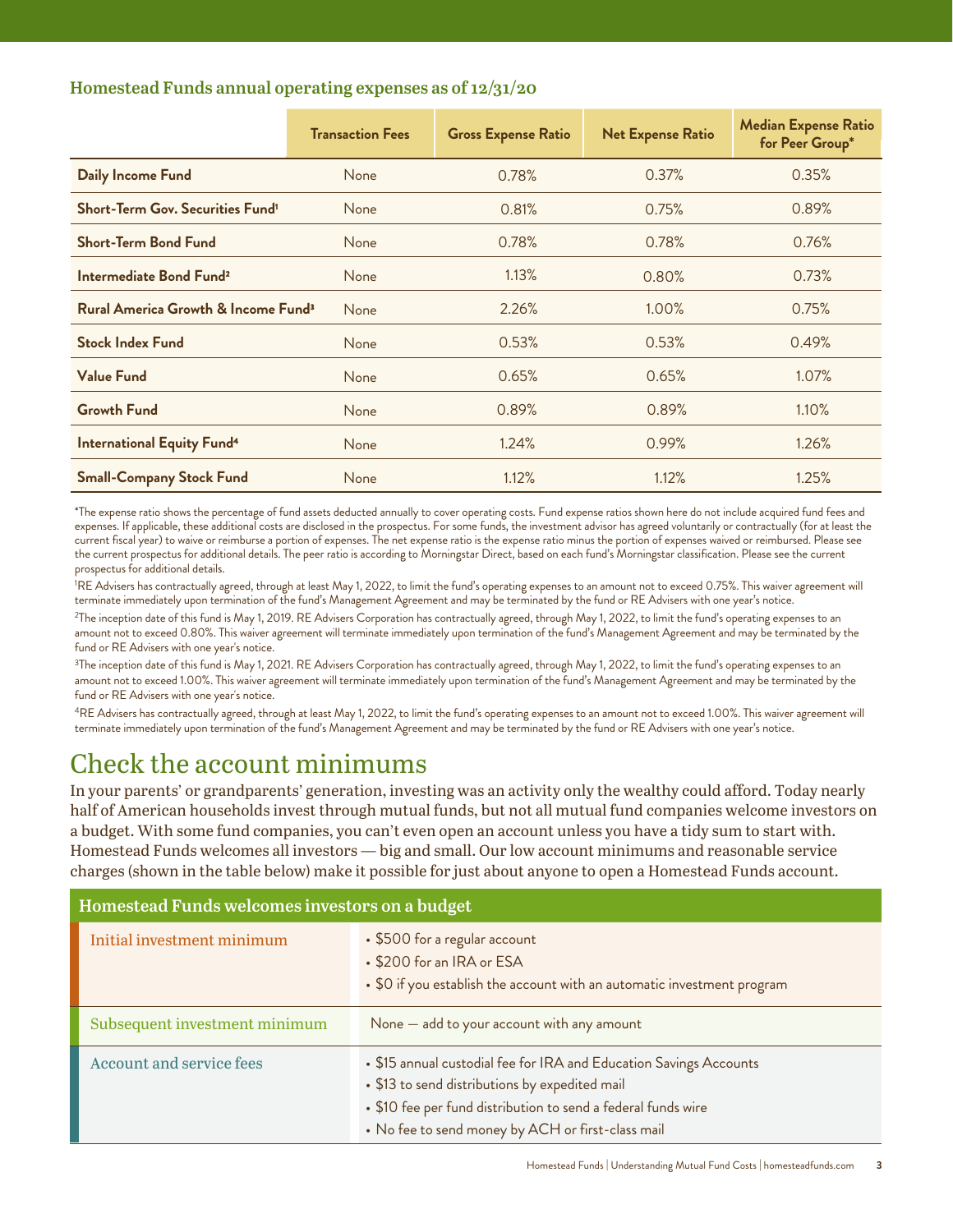### Homestead Funds annual operating expenses as of 12/31/20

| | Transaction Fees | Gross Expense Ratio | Net Expense Ratio | Median Expense Ratio for Peer Group* |
|---|---|---|---|---|
| **Daily Income Fund** | None | 0.78% | 0.37% | 0.35% |
| **Short-Term Gov. Securities Fund[1]** | None | 0.81% | 0.75% | 0.89% |
| **Short-Term Bond Fund** | None | 0.78% | 0.78% | 0.76% |
| **Intermediate Bond Fund[2]** | None | 1.13% | 0.80% | 0.73% |
| **Rural America Growth & Income Fund[3]** | None | 2.26% | 1.00% | 0.75% |
| **Stock Index Fund** | None | 0.53% | 0.53% | 0.49% |
| **Value Fund** | None | 0.65% | 0.65% | 1.07% |
| **Growth Fund** | None | 0.89% | 0.89% | 1.10% |
| **International Equity Fund[4]** | None | 1.24% | 0.99% | 1.26% |
| **Small-Company Stock Fund** | None | 1.12% | 1.12% | 1.25% |

*The expense ratio shows the percentage of fund assets deducted annually to cover operating costs. Fund expense ratios shown here do not include acquired fund fees and expenses. If applicable, these additional costs are disclosed in the prospectus. For some funds, the investment advisor has agreed voluntarily or contractually (for at least the current fiscal year) to waive or reimburse a portion of expenses. The net expense ratio is the expense ratio minus the portion of expenses waived or reimbursed. Please see the current prospectus for additional details. The peer ratio is according to Morningstar Direct, based on each fund's Morningstar classification. Please see the current prospectus for additional details.

[1]RE Advisers has contractually agreed, through at least May 1, 2022, to limit the fund's operating expenses to an amount not to exceed 0.75%. This waiver agreement will terminate immediately upon termination of the fund's Management Agreement and may be terminated by the fund or RE Advisers with one year's notice.

[2]The inception date of this fund is May 1, 2019. RE Advisers Corporation has contractually agreed, through May 1, 2022, to limit the fund's operating expenses to an amount not to exceed 0.80%. This waiver agreement will terminate immediately upon termination of the fund's Management Agreement and may be terminated by the fund or RE Advisers with one year's notice.

[3]The inception date of this fund is May 1, 2021. RE Advisers Corporation has contractually agreed, through May 1, 2022, to limit the fund's operating expenses to an amount not to exceed 1.00%. This waiver agreement will terminate immediately upon termination of the fund's Management Agreement and may be terminated by the fund or RE Advisers with one year's notice.

[4]RE Advisers has contractually agreed, through at least May 1, 2022, to limit the fund's operating expenses to an amount not to exceed 1.00%. This waiver agreement will terminate immediately upon termination of the fund's Management Agreement and may be terminated by the fund or RE Advisers with one year's notice.

## Check the account minimums

In your parents' or grandparents' generation, investing was an activity only the wealthy could afford. Today nearly half of American households invest through mutual funds, but not all mutual fund companies welcome investors on a budget. With some fund companies, you can't even open an account unless you have a tidy sum to start with. Homestead Funds welcomes all investors — big and small. Our low account minimums and reasonable service charges (shown in the table below) make it possible for just about anyone to open a Homestead Funds account.

| Homestead Funds welcomes investors on a budget | |
|---|---|
| Initial investment minimum | • $500 for a regular account<br>• $200 for an IRA or ESA<br>• $0 if you establish the account with an automatic investment program |
| Subsequent investment minimum | None — add to your account with any amount |
| Account and service fees | • $15 annual custodial fee for IRA and Education Savings Accounts<br>• $13 to send distributions by expedited mail<br>• $10 fee per fund distribution to send a federal funds wire<br>• No fee to send money by ACH or first-class mail |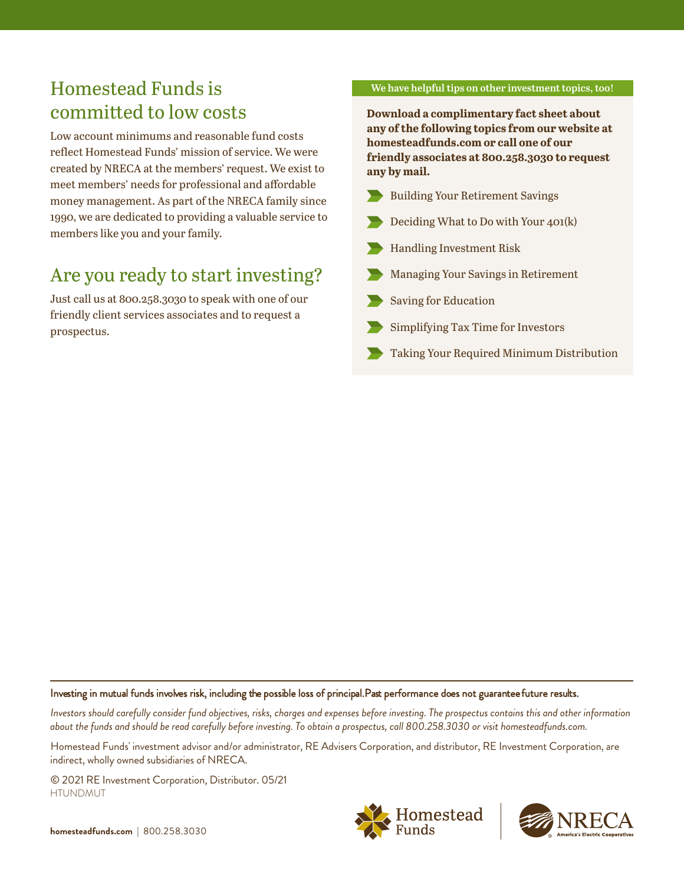## Homestead Funds is committed to low costs

Low account minimums and reasonable fund costs reflect Homestead Funds' mission of service. We were created by NRECA at the members' request. We exist to meet members' needs for professional and affordable money management. As part of the NRECA family since 1990, we are dedicated to providing a valuable service to members like you and your family.

## Are you ready to start investing?

Just call us at 800.258.3030 to speak with one of our friendly client services associates and to request a prospectus.

**We have helpful tips on other investment topics, too!**

**Download a complimentary fact sheet about any of the following topics from our website at homesteadfunds.com or call one of our friendly associates at 800.258.3030 to request any by mail.**

- Building Your Retirement Savings
- Deciding What to Do with Your 401(k)
- Handling Investment Risk
- Managing Your Savings in Retirement
- Saving for Education
- Simplifying Tax Time for Investors
- Taking Your Required Minimum Distribution

Investing in mutual funds involves risk, including the possible loss of principal. Past performance does not guarantee future results.

*Investors should carefully consider fund objectives, risks, charges and expenses before investing. The prospectus contains this and other information about the funds and should be read carefully before investing. To obtain a prospectus, call 800.258.3030 or visit homesteadfunds.com.*

Homestead Funds' investment advisor and/or administrator, RE Advisers Corporation, and distributor, RE Investment Corporation, are indirect, wholly owned subsidiaries of NRECA.

© 2021 RE Investment Corporation, Distributor. 05/21
HTUNDMUT

**homesteadfunds.com** | 800.258.3030

Homestead Funds

NRECA America's Electric Cooperatives